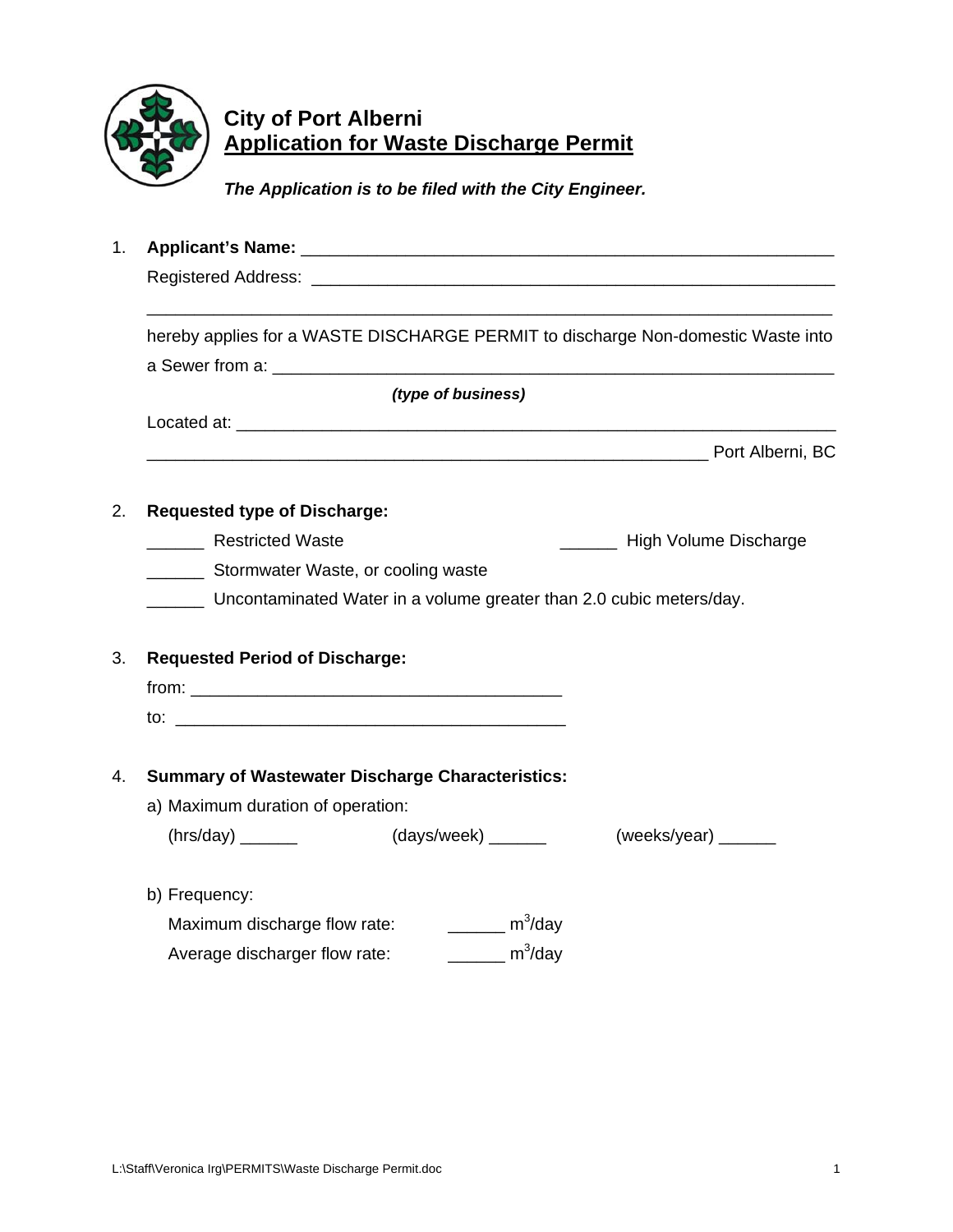# City of Port Alberni
## Application for Waste Discharge Permit

***The Application is to be filed with the City Engineer.***

1. **Applicant's Name:** ____________________________________________________________

   Registered Address: ____________________________________________________________

   ________________________________________________________________________________

   hereby applies for a WASTE DISCHARGE PERMIT to discharge Non-domestic Waste into a Sewer from a: ____________________________________________________________

   ***(type of business)***

   Located at: ________________________________________________________________

   ________________________________________________________________ Port Alberni, BC

2. **Requested type of Discharge:**

   ______ Restricted Waste

   ______ High Volume Discharge

   ______ Stormwater Waste, or cooling waste

   ______ Uncontaminated Water in a volume greater than 2.0 cubic meters/day.

3. **Requested Period of Discharge:**

   from: ________________________________________

   to: ________________________________________

4. **Summary of Wastewater Discharge Characteristics:**

   a) Maximum duration of operation:

   (hrs/day) ______ (days/week) ______ (weeks/year) ______

   b) Frequency:

   Maximum discharge flow rate: ______ $m^3$/day

   Average discharger flow rate: ______ $m^3$/day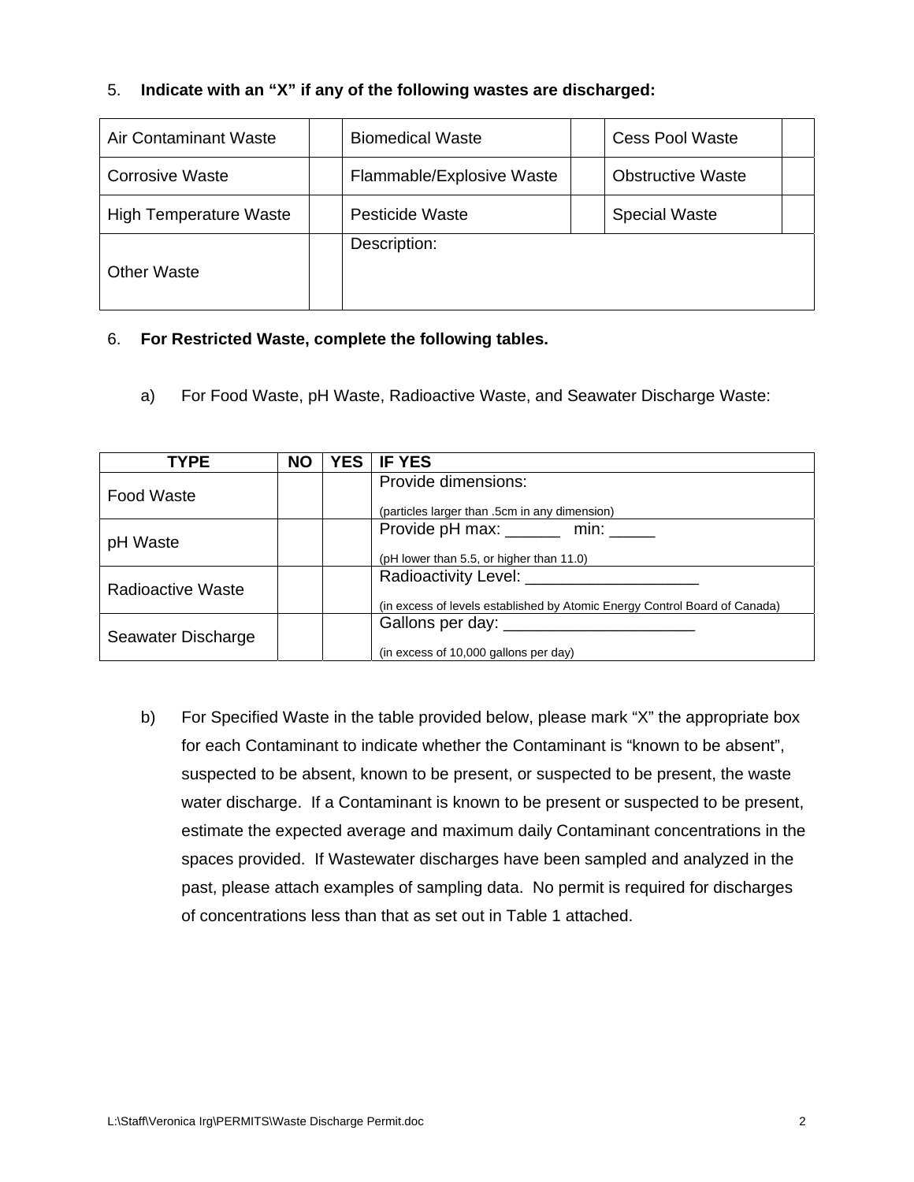5. **Indicate with an "X" if any of the following wastes are discharged:**

| Air Contaminant Waste | | Biomedical Waste | | Cess Pool Waste | |
|---|---|---|---|---|---|
| Corrosive Waste | | Flammable/Explosive Waste | | Obstructive Waste | |
| High Temperature Waste | | Pesticide Waste | | Special Waste | |
| Other Waste | | Description: | | | |

6. **For Restricted Waste, complete the following tables.**

a) For Food Waste, pH Waste, Radioactive Waste, and Seawater Discharge Waste:

| TYPE | NO | YES | IF YES |
|---|---|---|---|
| Food Waste | | | Provide dimensions: (particles larger than .5cm in any dimension) |
| pH Waste | | | Provide pH max: ______ min: _____ (pH lower than 5.5, or higher than 11.0) |
| Radioactive Waste | | | Radioactivity Level: ___________________ (in excess of levels established by Atomic Energy Control Board of Canada) |
| Seawater Discharge | | | Gallons per day: _____________________ (in excess of 10,000 gallons per day) |

b) For Specified Waste in the table provided below, please mark "X" the appropriate box for each Contaminant to indicate whether the Contaminant is "known to be absent", suspected to be absent, known to be present, or suspected to be present, the waste water discharge. If a Contaminant is known to be present or suspected to be present, estimate the expected average and maximum daily Contaminant concentrations in the spaces provided. If Wastewater discharges have been sampled and analyzed in the past, please attach examples of sampling data. No permit is required for discharges of concentrations less than that as set out in Table 1 attached.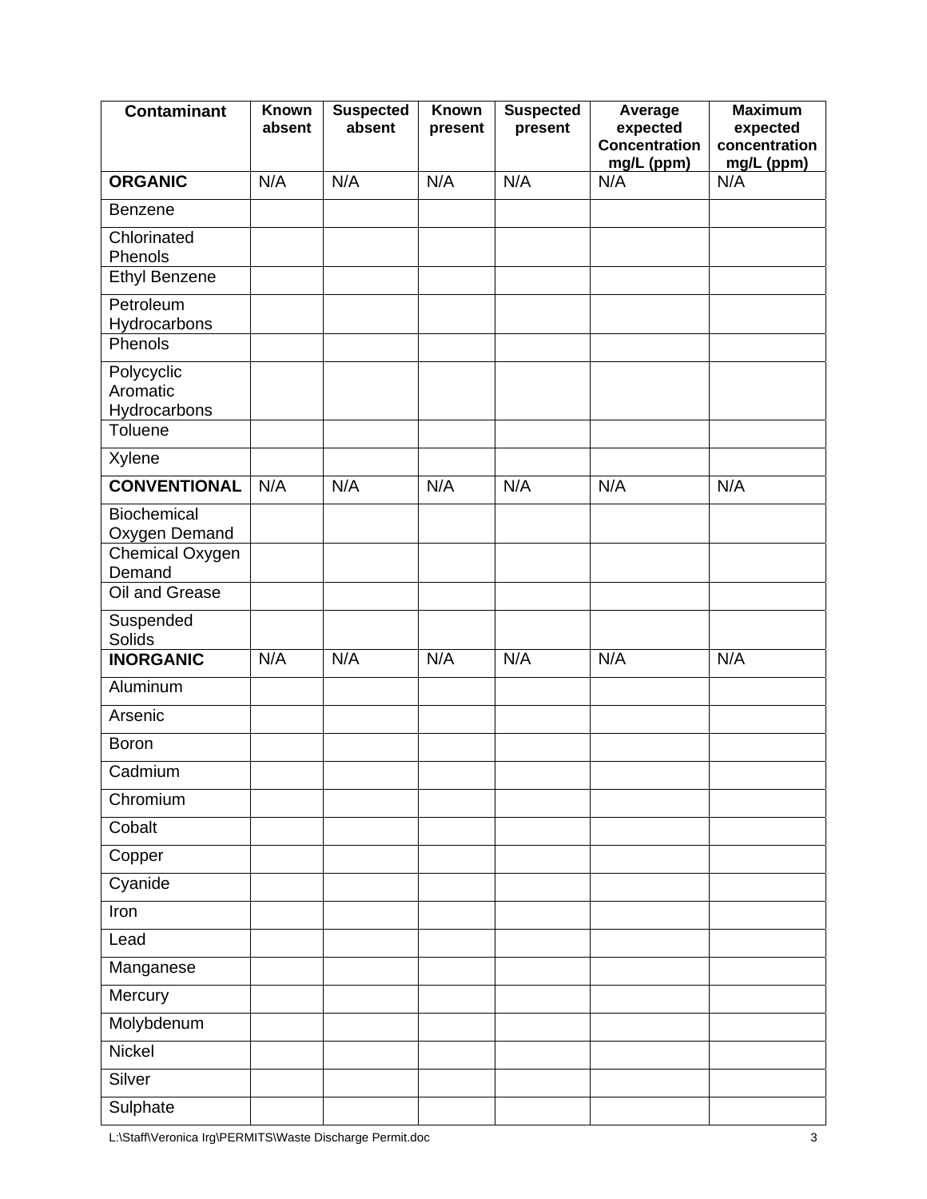| Contaminant | Known absent | Suspected absent | Known present | Suspected present | Average expected Concentration mg/L (ppm) | Maximum expected concentration mg/L (ppm) |
|---|---|---|---|---|---|---|
| **ORGANIC** | N/A | N/A | N/A | N/A | N/A | N/A |
| Benzene | | | | | | |
| Chlorinated Phenols | | | | | | |
| Ethyl Benzene | | | | | | |
| Petroleum Hydrocarbons | | | | | | |
| Phenols | | | | | | |
| Polycyclic Aromatic Hydrocarbons | | | | | | |
| Toluene | | | | | | |
| Xylene | | | | | | |
| **CONVENTIONAL** | N/A | N/A | N/A | N/A | N/A | N/A |
| Biochemical Oxygen Demand | | | | | | |
| Chemical Oxygen Demand | | | | | | |
| Oil and Grease | | | | | | |
| Suspended Solids | | | | | | |
| **INORGANIC** | N/A | N/A | N/A | N/A | N/A | N/A |
| Aluminum | | | | | | |
| Arsenic | | | | | | |
| Boron | | | | | | |
| Cadmium | | | | | | |
| Chromium | | | | | | |
| Cobalt | | | | | | |
| Copper | | | | | | |
| Cyanide | | | | | | |
| Iron | | | | | | |
| Lead | | | | | | |
| Manganese | | | | | | |
| Mercury | | | | | | |
| Molybdenum | | | | | | |
| Nickel | | | | | | |
| Silver | | | | | | |
| Sulphate | | | | | | |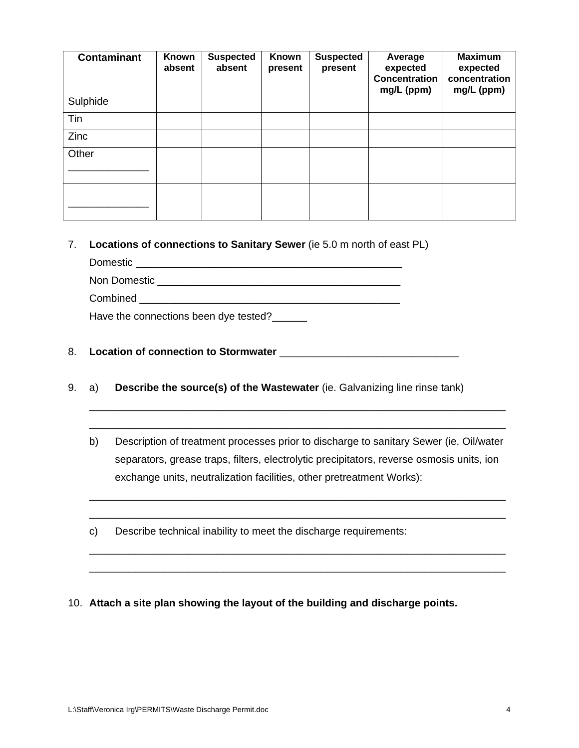| Contaminant | Known absent | Suspected absent | Known present | Suspected present | Average expected Concentration mg/L (ppm) | Maximum expected concentration mg/L (ppm) |
|---|---|---|---|---|---|---|
| Sulphide | | | | | | |
| Tin | | | | | | |
| Zinc | | | | | | |
| Other ______________ | | | | | | |
| ______________ | | | | | | |

7. **Locations of connections to Sanitary Sewer** (ie 5.0 m north of east PL)

   Domestic ________________________________________________

   Non Domestic ____________________________________________

   Combined ________________________________________________

   Have the connections been dye tested?______

8. **Location of connection to Stormwater** ________________________________

9. a) **Describe the source(s) of the Wastewater** (ie. Galvanizing line rinse tank)

   ___________________________________________________________________________

   ___________________________________________________________________________

   b) Description of treatment processes prior to discharge to sanitary Sewer (ie. Oil/water separators, grease traps, filters, electrolytic precipitators, reverse osmosis units, ion exchange units, neutralization facilities, other pretreatment Works):

   ___________________________________________________________________________

   ___________________________________________________________________________

   c) Describe technical inability to meet the discharge requirements:

   ___________________________________________________________________________

   ___________________________________________________________________________

10. **Attach a site plan showing the layout of the building and discharge points.**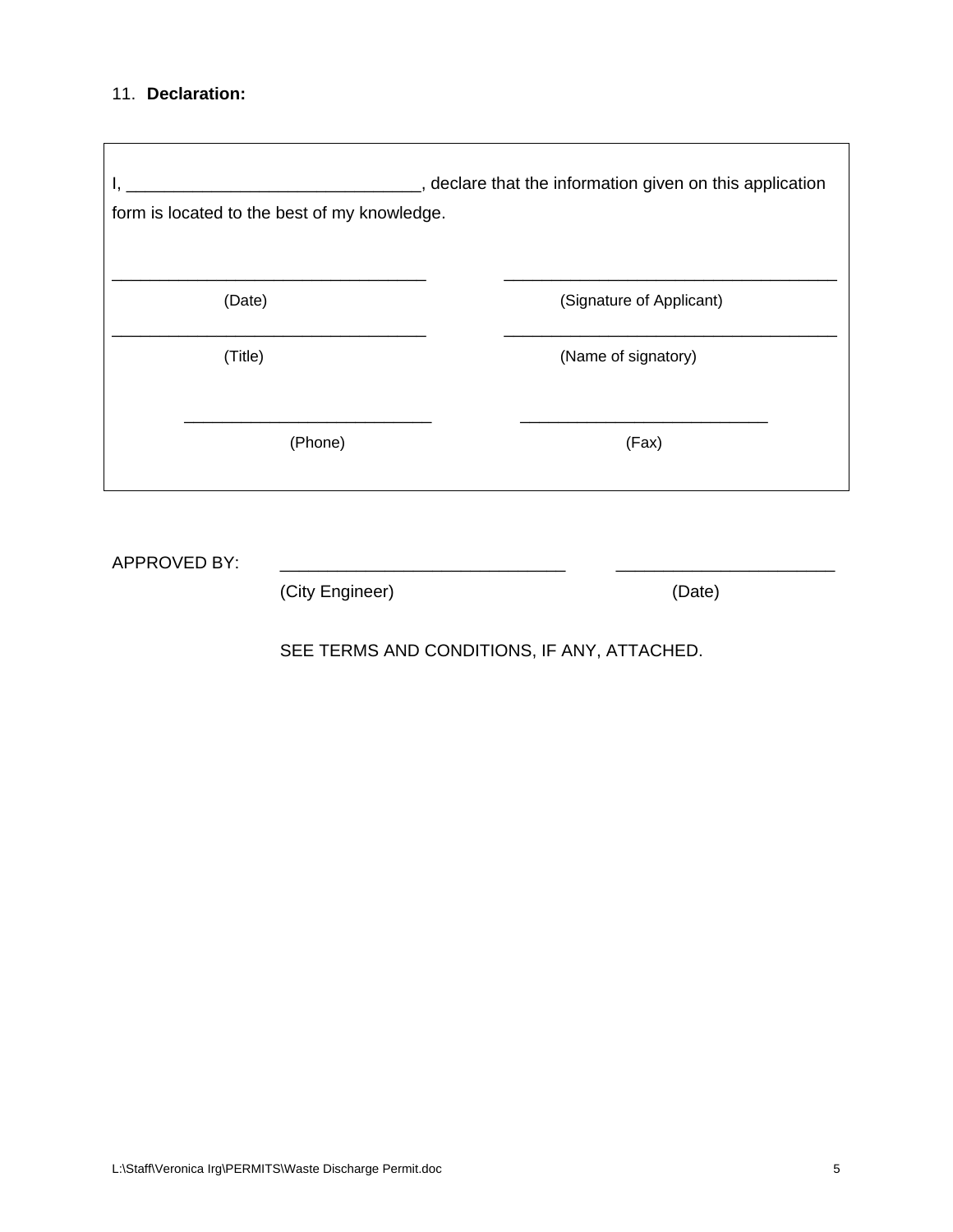11. **Declaration:**

I, _______________________________, declare that the information given on this application form is located to the best of my knowledge.

_________________________________ (Date)

_________________________________ (Signature of Applicant)

_________________________________ (Title)

_________________________________ (Name of signatory)

__________________________ (Phone)

__________________________ (Fax)

APPROVED BY: ______________________________ (City Engineer) ______________________ (Date)

SEE TERMS AND CONDITIONS, IF ANY, ATTACHED.

L:\Staff\Veronica Irg\PERMITS\Waste Discharge Permit.doc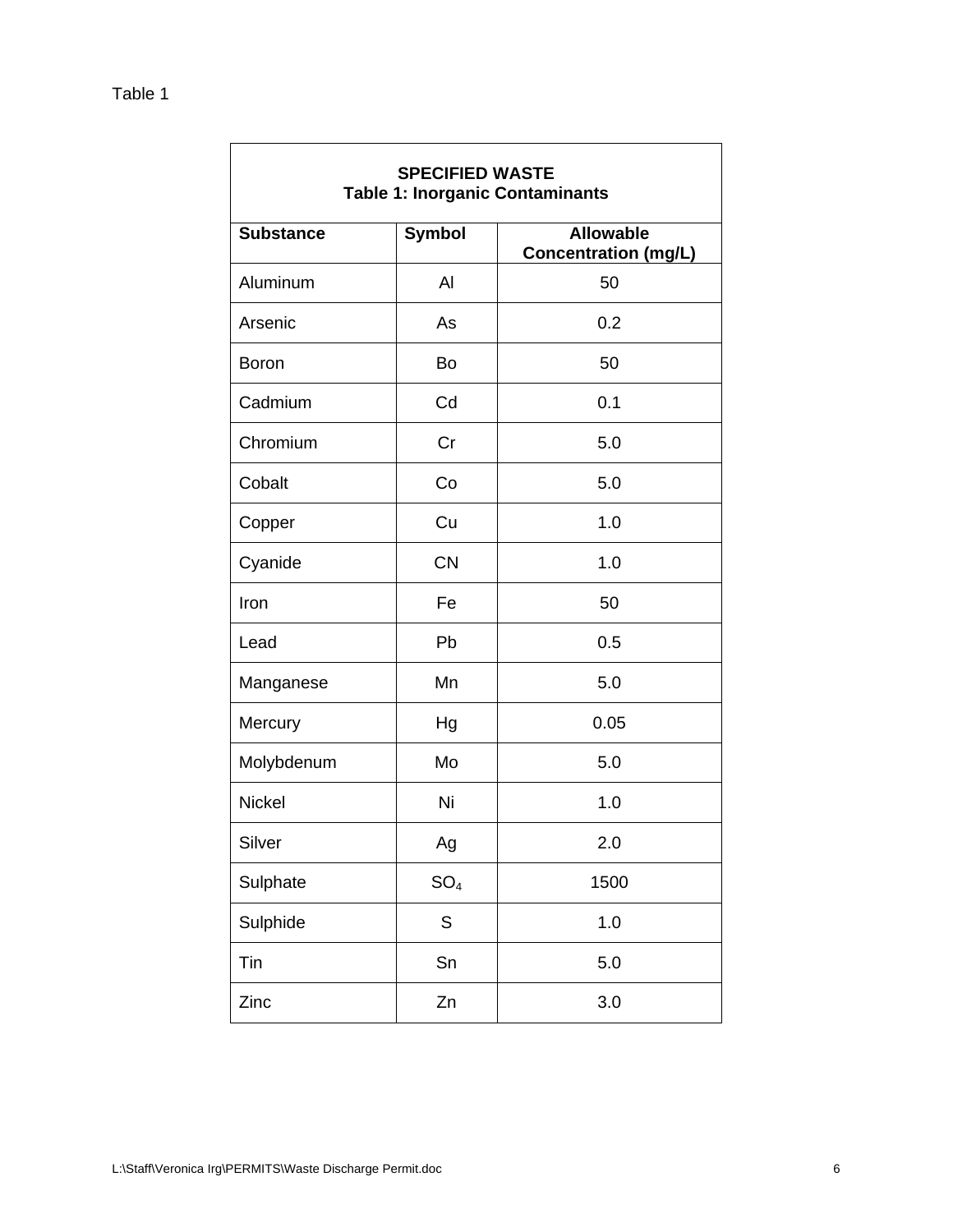Table 1

| **SPECIFIED WASTE**<br>**Table 1: Inorganic Contaminants** | | |
|---|---|---|
| **Substance** | **Symbol** | **Allowable Concentration (mg/L)** |
| Aluminum | Al | 50 |
| Arsenic | As | 0.2 |
| Boron | Bo | 50 |
| Cadmium | Cd | 0.1 |
| Chromium | Cr | 5.0 |
| Cobalt | Co | 5.0 |
| Copper | Cu | 1.0 |
| Cyanide | CN | 1.0 |
| Iron | Fe | 50 |
| Lead | Pb | 0.5 |
| Manganese | Mn | 5.0 |
| Mercury | Hg | 0.05 |
| Molybdenum | Mo | 5.0 |
| Nickel | Ni | 1.0 |
| Silver | Ag | 2.0 |
| Sulphate | $SO_4$ | 1500 |
| Sulphide | S | 1.0 |
| Tin | Sn | 5.0 |
| Zinc | Zn | 3.0 |

L:\Staff\Veronica Irg\PERMITS\Waste Discharge Permit.doc